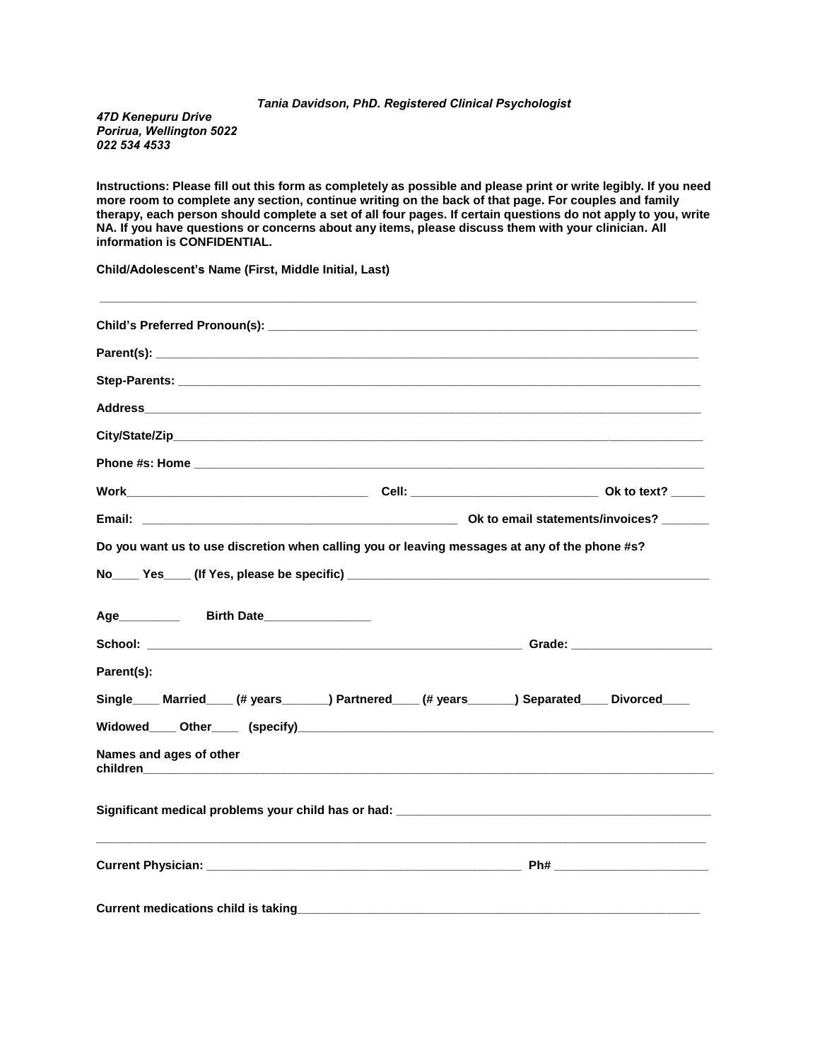*Tania Davidson, PhD. Registered Clinical Psychologist*

*47D Kenepuru Drive*
*Porirua, Wellington 5022*
*022 534 4533*

**Instructions: Please fill out this form as completely as possible and please print or write legibly. If you need more room to complete any section, continue writing on the back of that page. For couples and family therapy, each person should complete a set of all four pages. If certain questions do not apply to you, write NA. If you have questions or concerns about any items, please discuss them with your clinician. All information is CONFIDENTIAL.**

**Child/Adolescent's Name (First, Middle Initial, Last)**

_______________________________________________________________________________

**Child's Preferred Pronoun(s):** ____________________________________________________

**Parent(s):** ______________________________________________________________

**Step-Parents:** ___________________________________________________________

**Address**_______________________________________________________________

**City/State/Zip**___________________________________________________________

**Phone #s: Home** _________________________________________________________

**Work**______________________________ **Cell:** _______________________ **Ok to text?** _____

**Email:** ________________________________________ **Ok to email statements/invoices?** _______

**Do you want us to use discretion when calling you or leaving messages at any of the phone #s?**

**No____ Yes____ (If Yes, please be specific)** ____________________________________________

**Age_________ Birth Date________________**

**School:** ________________________________________________ **Grade:** ____________________

**Parent(s):**

**Single____ Married____ (# years_______) Partnered____ (# years_______) Separated____ Divorced____**

**Widowed____ Other____ (specify)**_________________________________________________

**Names and ages of other children**________________________________________________

**Significant medical problems your child has or had:** ______________________________________

_______________________________________________________________________________

**Current Physician:** ________________________________________ **Ph#** ______________________

**Current medications child is taking**_________________________________________________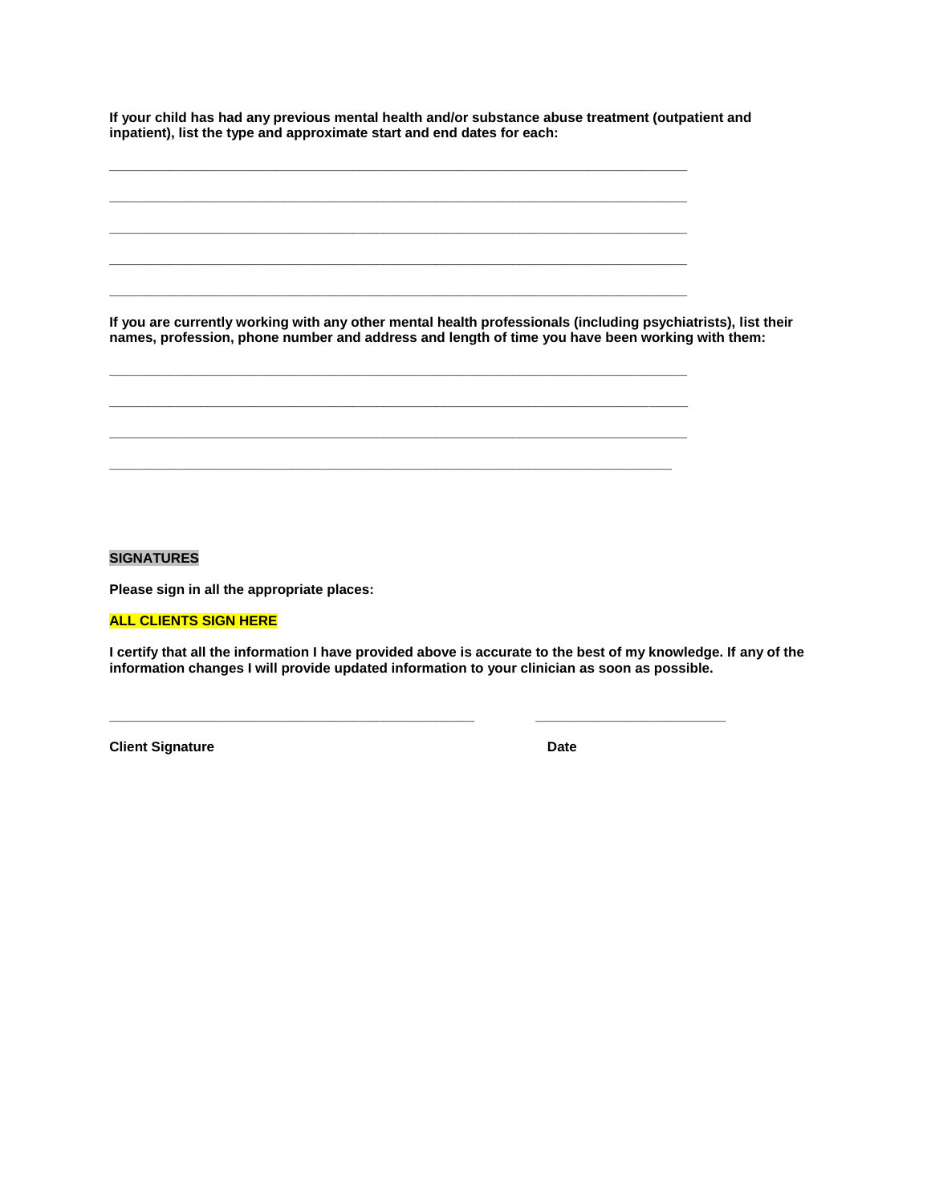**If your child has had any previous mental health and/or substance abuse treatment (outpatient and inpatient), list the type and approximate start and end dates for each:**

\_\_\_\_\_\_\_\_\_\_\_\_\_\_\_\_\_\_\_\_\_\_\_\_\_\_\_\_\_\_\_\_\_\_\_\_\_\_\_\_\_\_\_\_\_\_\_\_\_\_\_\_\_\_\_\_\_\_\_\_\_\_\_\_\_\_\_\_\_\_\_\_\_\_\_\_

\_\_\_\_\_\_\_\_\_\_\_\_\_\_\_\_\_\_\_\_\_\_\_\_\_\_\_\_\_\_\_\_\_\_\_\_\_\_\_\_\_\_\_\_\_\_\_\_\_\_\_\_\_\_\_\_\_\_\_\_\_\_\_\_\_\_\_\_\_\_\_\_\_\_\_\_

\_\_\_\_\_\_\_\_\_\_\_\_\_\_\_\_\_\_\_\_\_\_\_\_\_\_\_\_\_\_\_\_\_\_\_\_\_\_\_\_\_\_\_\_\_\_\_\_\_\_\_\_\_\_\_\_\_\_\_\_\_\_\_\_\_\_\_\_\_\_\_\_\_\_\_\_

\_\_\_\_\_\_\_\_\_\_\_\_\_\_\_\_\_\_\_\_\_\_\_\_\_\_\_\_\_\_\_\_\_\_\_\_\_\_\_\_\_\_\_\_\_\_\_\_\_\_\_\_\_\_\_\_\_\_\_\_\_\_\_\_\_\_\_\_\_\_\_\_\_\_\_\_

\_\_\_\_\_\_\_\_\_\_\_\_\_\_\_\_\_\_\_\_\_\_\_\_\_\_\_\_\_\_\_\_\_\_\_\_\_\_\_\_\_\_\_\_\_\_\_\_\_\_\_\_\_\_\_\_\_\_\_\_\_\_\_\_\_\_\_\_\_\_\_\_\_\_\_\_

**If you are currently working with any other mental health professionals (including psychiatrists), list their names, profession, phone number and address and length of time you have been working with them:**

\_\_\_\_\_\_\_\_\_\_\_\_\_\_\_\_\_\_\_\_\_\_\_\_\_\_\_\_\_\_\_\_\_\_\_\_\_\_\_\_\_\_\_\_\_\_\_\_\_\_\_\_\_\_\_\_\_\_\_\_\_\_\_\_\_\_\_\_\_\_\_\_\_\_\_\_

\_\_\_\_\_\_\_\_\_\_\_\_\_\_\_\_\_\_\_\_\_\_\_\_\_\_\_\_\_\_\_\_\_\_\_\_\_\_\_\_\_\_\_\_\_\_\_\_\_\_\_\_\_\_\_\_\_\_\_\_\_\_\_\_\_\_\_\_\_\_\_\_\_\_\_\_

\_\_\_\_\_\_\_\_\_\_\_\_\_\_\_\_\_\_\_\_\_\_\_\_\_\_\_\_\_\_\_\_\_\_\_\_\_\_\_\_\_\_\_\_\_\_\_\_\_\_\_\_\_\_\_\_\_\_\_\_\_\_\_\_\_\_\_\_\_\_\_\_\_\_\_\_

\_\_\_\_\_\_\_\_\_\_\_\_\_\_\_\_\_\_\_\_\_\_\_\_\_\_\_\_\_\_\_\_\_\_\_\_\_\_\_\_\_\_\_\_\_\_\_\_\_\_\_\_\_\_\_\_\_\_\_\_\_\_\_\_\_\_\_\_\_\_\_\_\_\_

## SIGNATURES

**Please sign in all the appropriate places:**

**ALL CLIENTS SIGN HERE**

**I certify that all the information I have provided above is accurate to the best of my knowledge. If any of the information changes I will provide updated information to your clinician as soon as possible.**

\_\_\_\_\_\_\_\_\_\_\_\_\_\_\_\_\_\_\_\_\_\_\_\_\_\_\_\_\_\_\_\_\_\_\_\_\_\_\_\_\_\_\_\_\_\_ \_\_\_\_\_\_\_\_\_\_\_\_\_\_\_\_\_\_\_\_\_\_\_\_\_\_

**Client Signature** **Date**